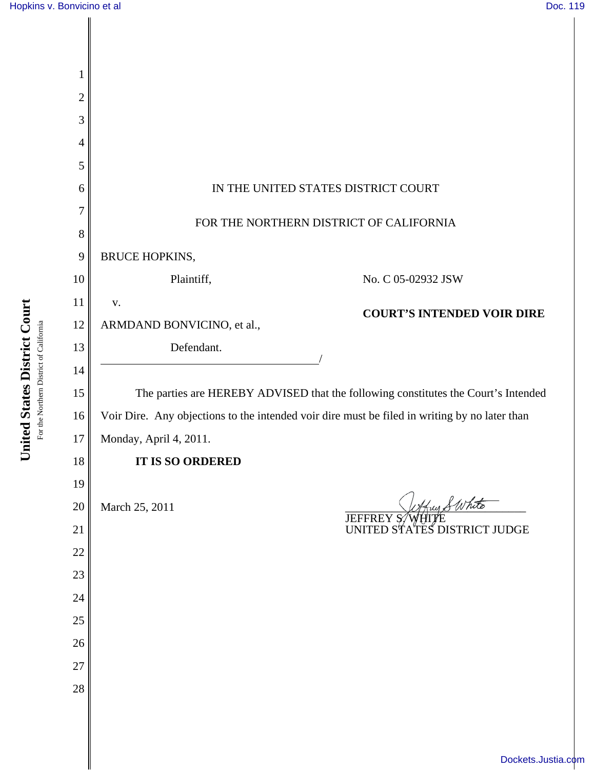IN THE UNITED STATES DISTRICT COURT

FOR THE NORTHERN DISTRICT OF CALIFORNIA

BRUCE HOPKINS,

Plaintiff,

v.

ARMDAND BONVICINO, et al.,

Defendant.

No. C 05-02932 JSW

**COURT'S INTENDED VOIR DIRE**

The parties are HEREBY ADVISED that the following constitutes the Court's Intended Voir Dire. Any objections to the intended voir dire must be filed in writing by no later than Monday, April 4, 2011.

**IT IS SO ORDERED**

March 25, 2011

JEFFREY S. WHITE
UNITED STATES DISTRICT JUDGE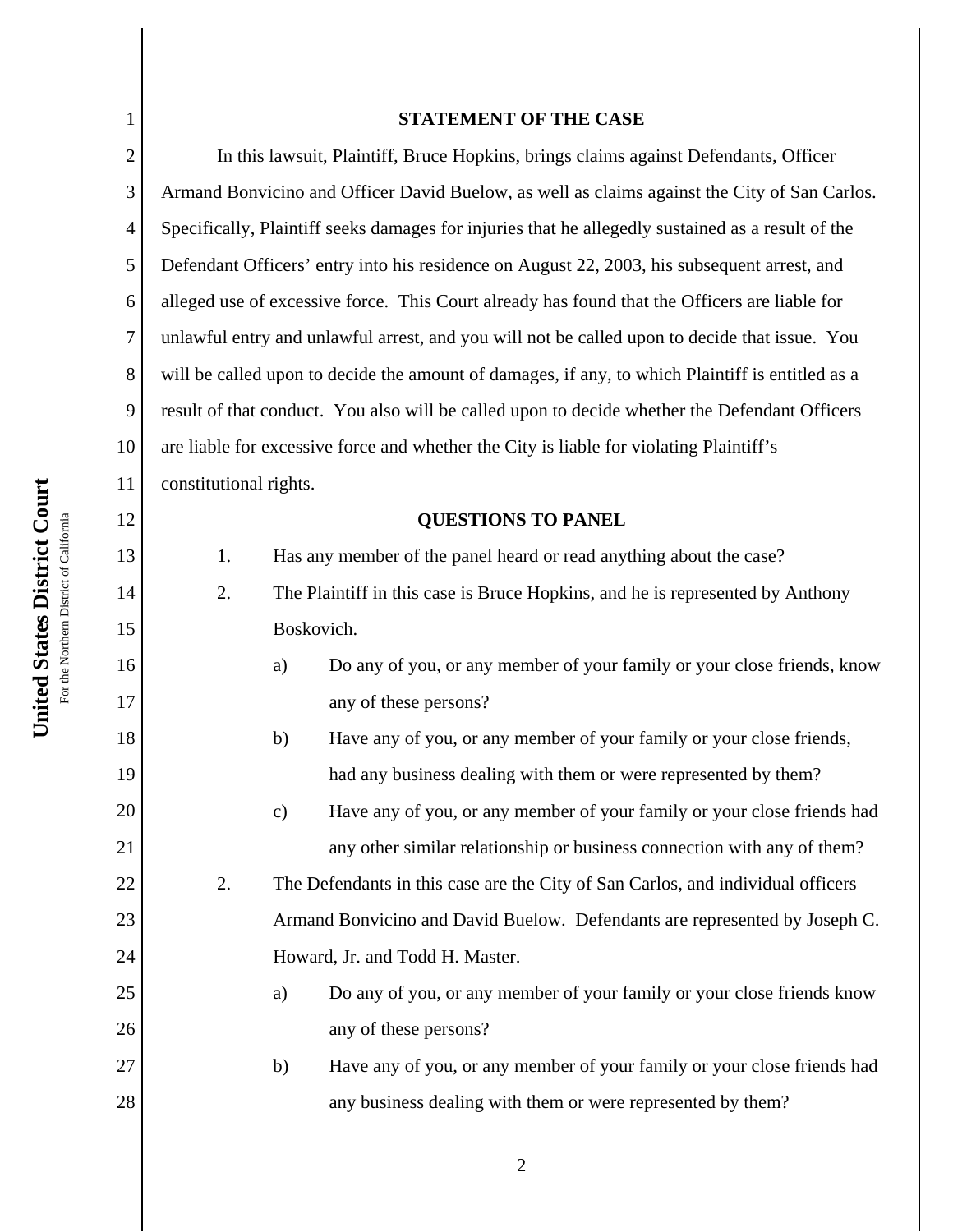## STATEMENT OF THE CASE

In this lawsuit, Plaintiff, Bruce Hopkins, brings claims against Defendants, Officer Armand Bonvicino and Officer David Buelow, as well as claims against the City of San Carlos. Specifically, Plaintiff seeks damages for injuries that he allegedly sustained as a result of the Defendant Officers' entry into his residence on August 22, 2003, his subsequent arrest, and alleged use of excessive force. This Court already has found that the Officers are liable for unlawful entry and unlawful arrest, and you will not be called upon to decide that issue. You will be called upon to decide the amount of damages, if any, to which Plaintiff is entitled as a result of that conduct. You also will be called upon to decide whether the Defendant Officers are liable for excessive force and whether the City is liable for violating Plaintiff's constitutional rights.

## QUESTIONS TO PANEL

1. Has any member of the panel heard or read anything about the case?

2. The Plaintiff in this case is Bruce Hopkins, and he is represented by Anthony Boskovich.

   a) Do any of you, or any member of your family or your close friends, know any of these persons?

   b) Have any of you, or any member of your family or your close friends, had any business dealing with them or were represented by them?

   c) Have any of you, or any member of your family or your close friends had any other similar relationship or business connection with any of them?

2. The Defendants in this case are the City of San Carlos, and individual officers Armand Bonvicino and David Buelow. Defendants are represented by Joseph C. Howard, Jr. and Todd H. Master.

   a) Do any of you, or any member of your family or your close friends know any of these persons?

   b) Have any of you, or any member of your family or your close friends had any business dealing with them or were represented by them?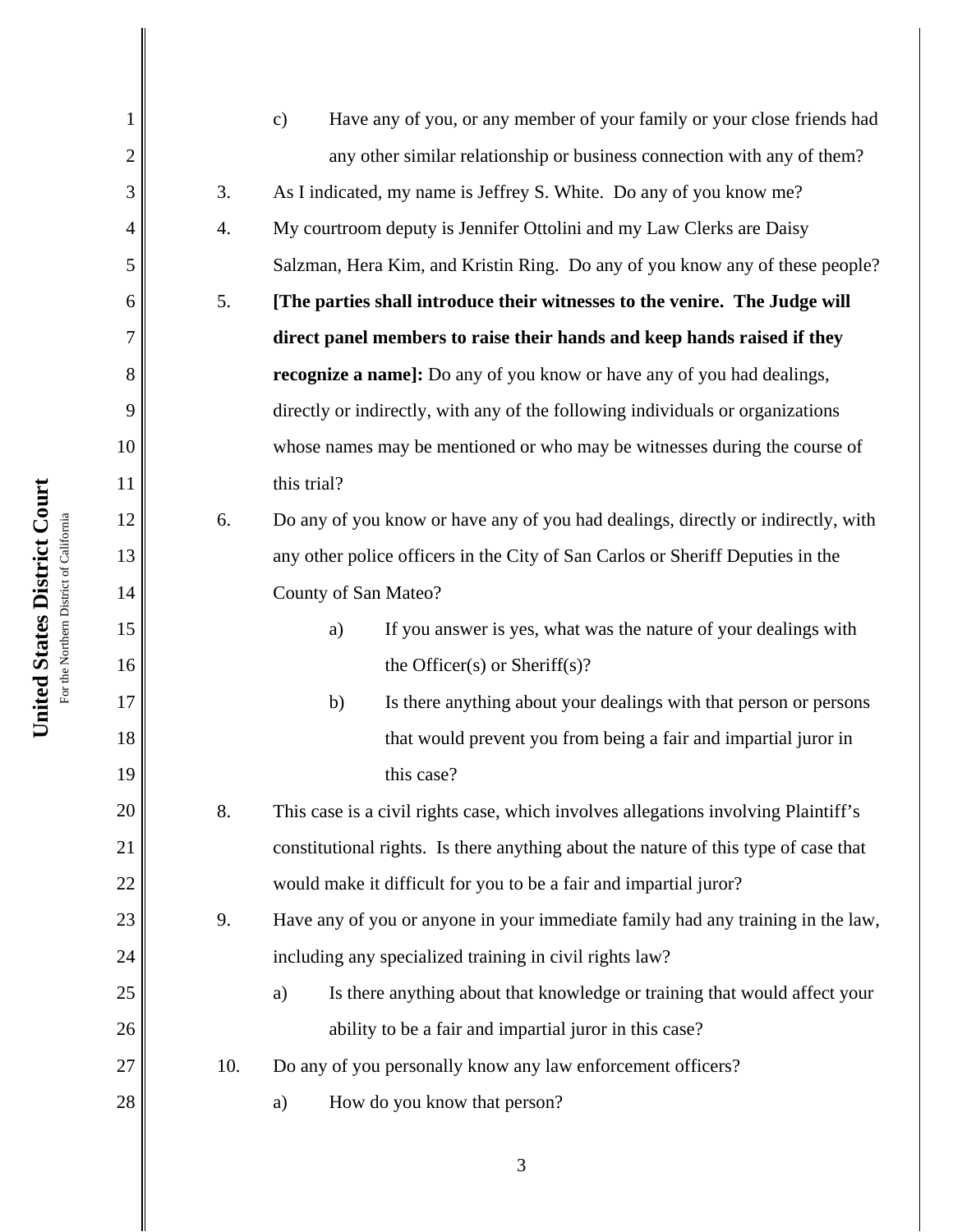c) Have any of you, or any member of your family or your close friends had any other similar relationship or business connection with any of them?

3. As I indicated, my name is Jeffrey S. White. Do any of you know me?

4. My courtroom deputy is Jennifer Ottolini and my Law Clerks are Daisy Salzman, Hera Kim, and Kristin Ring. Do any of you know any of these people?

5. **[The parties shall introduce their witnesses to the venire. The Judge will direct panel members to raise their hands and keep hands raised if they recognize a name]:** Do any of you know or have any of you had dealings, directly or indirectly, with any of the following individuals or organizations whose names may be mentioned or who may be witnesses during the course of this trial?

6. Do any of you know or have any of you had dealings, directly or indirectly, with any other police officers in the City of San Carlos or Sheriff Deputies in the County of San Mateo?

   a) If you answer is yes, what was the nature of your dealings with the Officer(s) or Sheriff(s)?

   b) Is there anything about your dealings with that person or persons that would prevent you from being a fair and impartial juror in this case?

8. This case is a civil rights case, which involves allegations involving Plaintiff's constitutional rights. Is there anything about the nature of this type of case that would make it difficult for you to be a fair and impartial juror?

9. Have any of you or anyone in your immediate family had any training in the law, including any specialized training in civil rights law?

   a) Is there anything about that knowledge or training that would affect your ability to be a fair and impartial juror in this case?

10. Do any of you personally know any law enforcement officers?

   a) How do you know that person?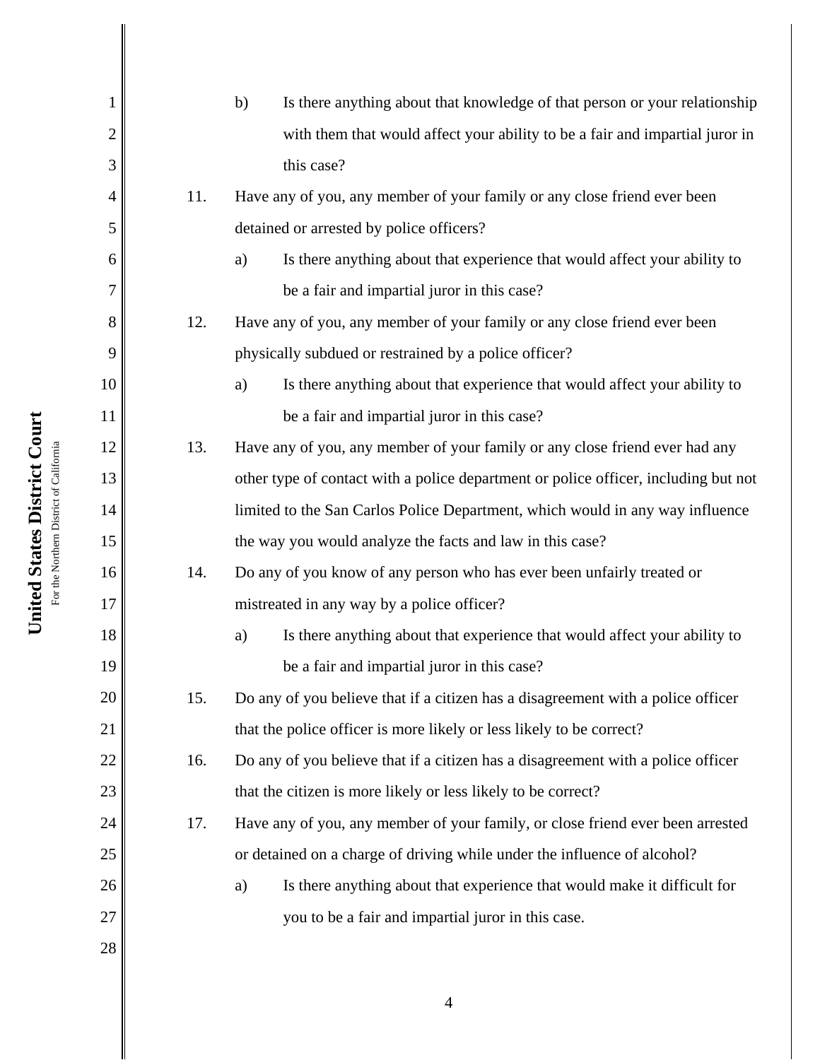b) Is there anything about that knowledge of that person or your relationship with them that would affect your ability to be a fair and impartial juror in this case?

11. Have any of you, any member of your family or any close friend ever been detained or arrested by police officers?

    a) Is there anything about that experience that would affect your ability to be a fair and impartial juror in this case?

12. Have any of you, any member of your family or any close friend ever been physically subdued or restrained by a police officer?

    a) Is there anything about that experience that would affect your ability to be a fair and impartial juror in this case?

13. Have any of you, any member of your family or any close friend ever had any other type of contact with a police department or police officer, including but not limited to the San Carlos Police Department, which would in any way influence the way you would analyze the facts and law in this case?

14. Do any of you know of any person who has ever been unfairly treated or mistreated in any way by a police officer?

    a) Is there anything about that experience that would affect your ability to be a fair and impartial juror in this case?

15. Do any of you believe that if a citizen has a disagreement with a police officer that the police officer is more likely or less likely to be correct?

16. Do any of you believe that if a citizen has a disagreement with a police officer that the citizen is more likely or less likely to be correct?

17. Have any of you, any member of your family, or close friend ever been arrested or detained on a charge of driving while under the influence of alcohol?

    a) Is there anything about that experience that would make it difficult for you to be a fair and impartial juror in this case.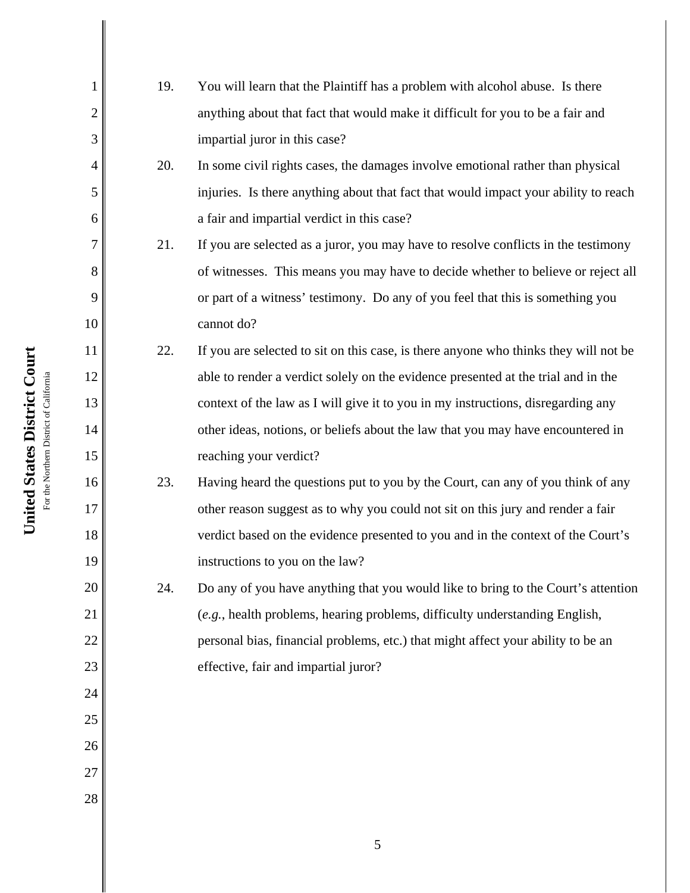19. You will learn that the Plaintiff has a problem with alcohol abuse. Is there anything about that fact that would make it difficult for you to be a fair and impartial juror in this case?

20. In some civil rights cases, the damages involve emotional rather than physical injuries. Is there anything about that fact that would impact your ability to reach a fair and impartial verdict in this case?

21. If you are selected as a juror, you may have to resolve conflicts in the testimony of witnesses. This means you may have to decide whether to believe or reject all or part of a witness' testimony. Do any of you feel that this is something you cannot do?

22. If you are selected to sit on this case, is there anyone who thinks they will not be able to render a verdict solely on the evidence presented at the trial and in the context of the law as I will give it to you in my instructions, disregarding any other ideas, notions, or beliefs about the law that you may have encountered in reaching your verdict?

23. Having heard the questions put to you by the Court, can any of you think of any other reason suggest as to why you could not sit on this jury and render a fair verdict based on the evidence presented to you and in the context of the Court's instructions to you on the law?

24. Do any of you have anything that you would like to bring to the Court's attention (*e.g.*, health problems, hearing problems, difficulty understanding English, personal bias, financial problems, etc.) that might affect your ability to be an effective, fair and impartial juror?